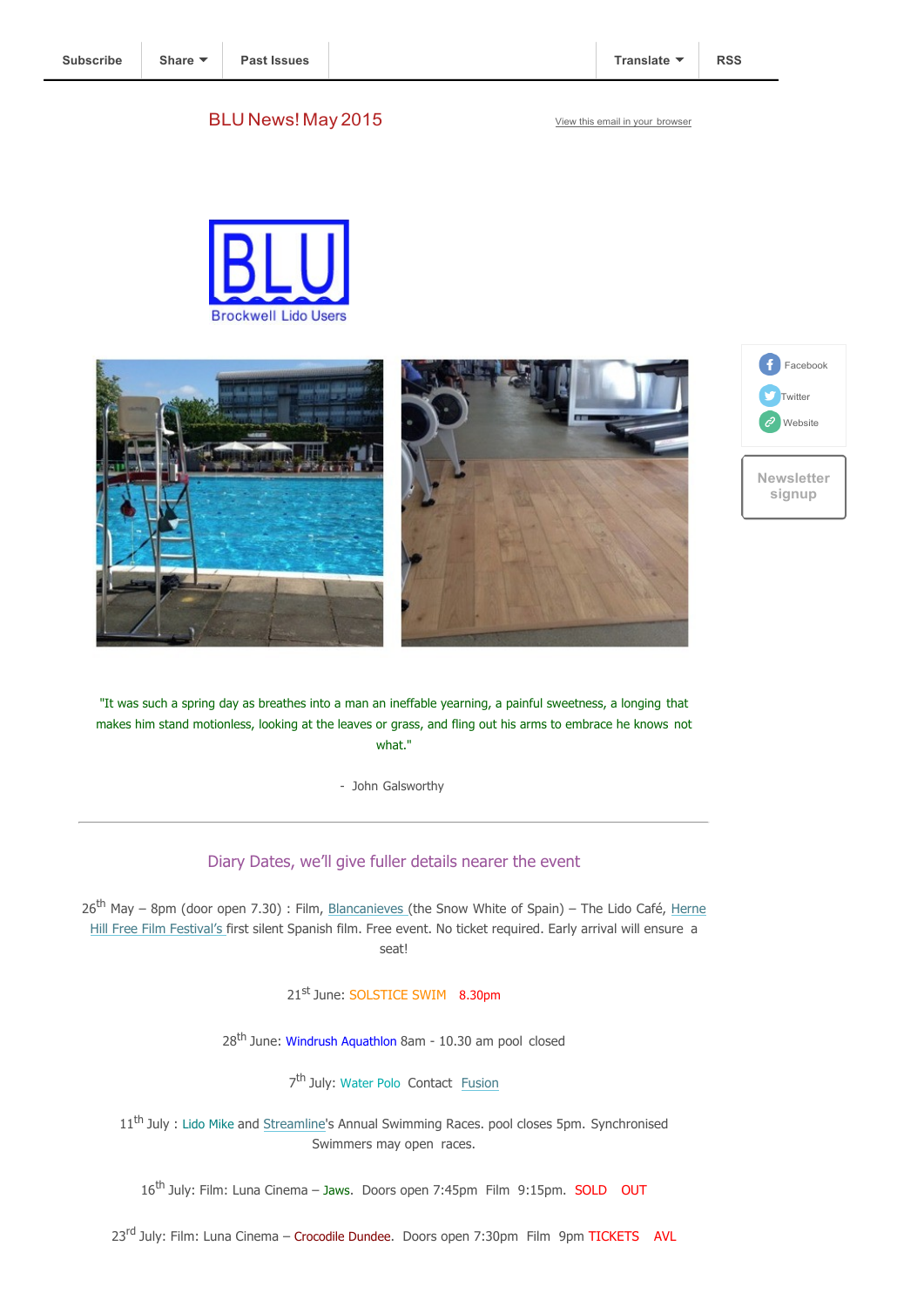Subscribe | Share | Past Issues | Translate | RSS

# BLU News! May 2015

View this email in your browser

BLU
Brockwell Lido Users

Facebook
Twitter
Website

Newsletter signup

"It was such a spring day as breathes into a man an ineffable yearning, a painful sweetness, a longing that makes him stand motionless, looking at the leaves or grass, and fling out his arms to embrace he knows not what."

- John Galsworthy

---

## Diary Dates, we'll give fuller details nearer the event

26th May – 8pm (door open 7.30) : Film, Blancanieves (the Snow White of Spain) – The Lido Café, Herne Hill Free Film Festival's first silent Spanish film. Free event. No ticket required. Early arrival will ensure a seat!

21st June: SOLSTICE SWIM 8.30pm

28th June: Windrush Aquathlon 8am - 10.30 am pool closed

7th July: Water Polo Contact Fusion

11th July : Lido Mike and Streamline's Annual Swimming Races. pool closes 5pm. Synchronised Swimmers may open races.

16th July: Film: Luna Cinema – Jaws. Doors open 7:45pm Film 9:15pm. SOLD OUT

23rd July: Film: Luna Cinema – Crocodile Dundee. Doors open 7:30pm Film 9pm TICKETS AVL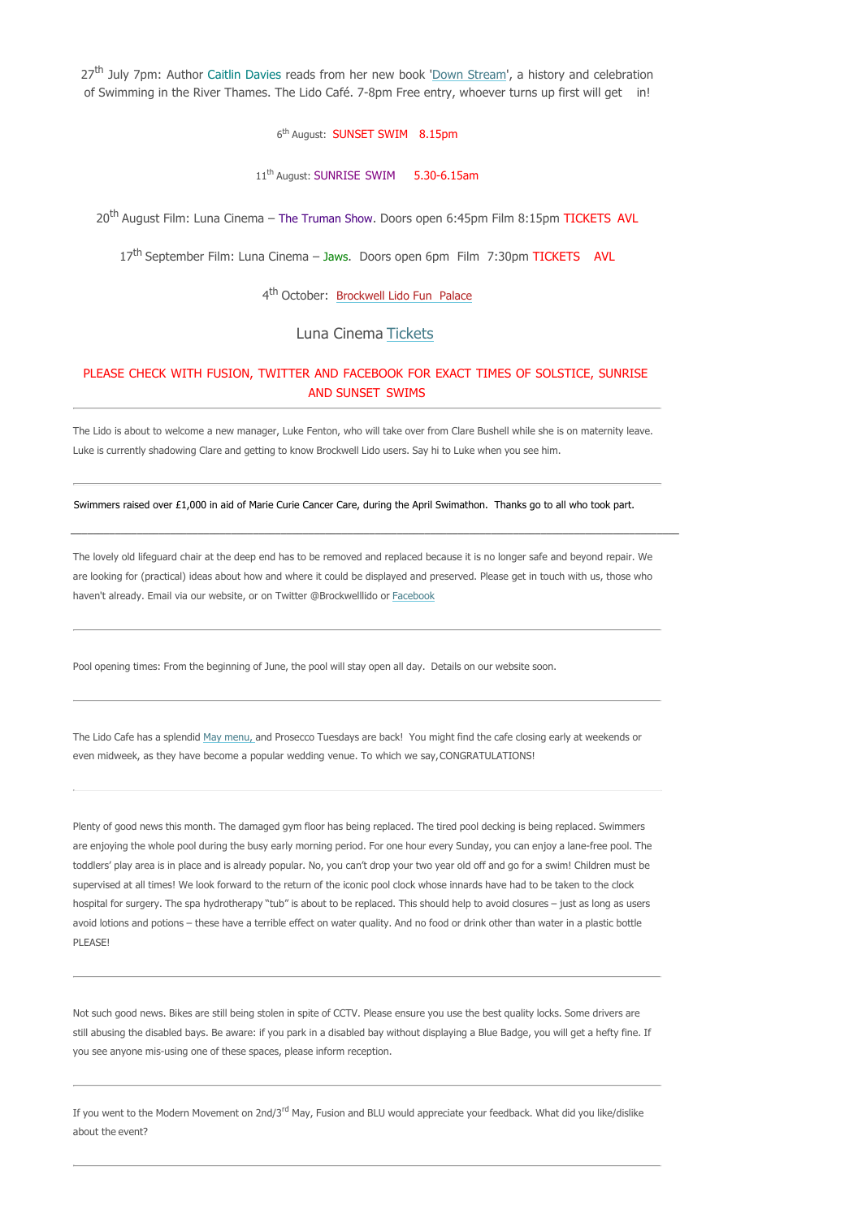27th July 7pm: Author Caitlin Davies reads from her new book 'Down Stream', a history and celebration of Swimming in the River Thames. The Lido Café. 7-8pm Free entry, whoever turns up first will get in!

6th August: SUNSET SWIM 8.15pm

11th August: SUNRISE SWIM 5.30-6.15am

20th August Film: Luna Cinema – The Truman Show. Doors open 6:45pm Film 8:15pm TICKETS AVL

17th September Film: Luna Cinema – Jaws. Doors open 6pm Film 7:30pm TICKETS AVL

4th October: Brockwell Lido Fun Palace

Luna Cinema Tickets

PLEASE CHECK WITH FUSION, TWITTER AND FACEBOOK FOR EXACT TIMES OF SOLSTICE, SUNRISE AND SUNSET SWIMS

---

The Lido is about to welcome a new manager, Luke Fenton, who will take over from Clare Bushell while she is on maternity leave. Luke is currently shadowing Clare and getting to know Brockwell Lido users. Say hi to Luke when you see him.

---

Swimmers raised over £1,000 in aid of Marie Curie Cancer Care, during the April Swimathon. Thanks go to all who took part.

---

The lovely old lifeguard chair at the deep end has to be removed and replaced because it is no longer safe and beyond repair. We are looking for (practical) ideas about how and where it could be displayed and preserved. Please get in touch with us, those who haven't already. Email via our website, or on Twitter @Brockwelllido or Facebook

---

Pool opening times: From the beginning of June, the pool will stay open all day. Details on our website soon.

---

The Lido Cafe has a splendid May menu, and Prosecco Tuesdays are back! You might find the cafe closing early at weekends or even midweek, as they have become a popular wedding venue. To which we say, CONGRATULATIONS!

---

Plenty of good news this month. The damaged gym floor has being replaced. The tired pool decking is being replaced. Swimmers are enjoying the whole pool during the busy early morning period. For one hour every Sunday, you can enjoy a lane-free pool. The toddlers' play area is in place and is already popular. No, you can't drop your two year old off and go for a swim! Children must be supervised at all times! We look forward to the return of the iconic pool clock whose innards have had to be taken to the clock hospital for surgery. The spa hydrotherapy "tub" is about to be replaced. This should help to avoid closures – just as long as users avoid lotions and potions – these have a terrible effect on water quality. And no food or drink other than water in a plastic bottle PLEASE!

---

Not such good news. Bikes are still being stolen in spite of CCTV. Please ensure you use the best quality locks. Some drivers are still abusing the disabled bays. Be aware: if you park in a disabled bay without displaying a Blue Badge, you will get a hefty fine. If you see anyone mis-using one of these spaces, please inform reception.

---

If you went to the Modern Movement on 2nd/3rd May, Fusion and BLU would appreciate your feedback. What did you like/dislike about the event?

---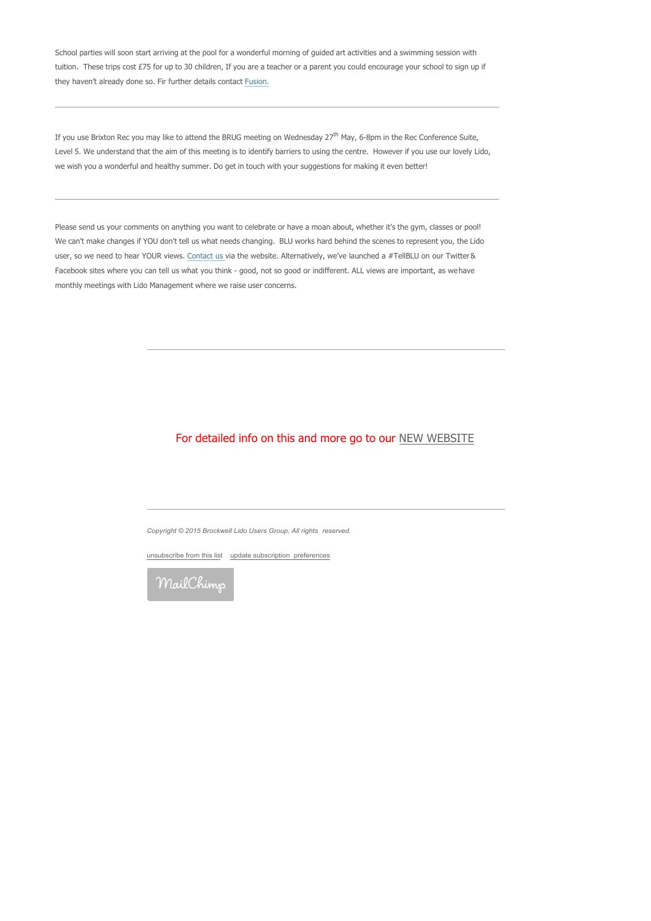School parties will soon start arriving at the pool for a wonderful morning of guided art activities and a swimming session with tuition. These trips cost £75 for up to 30 children, If you are a teacher or a parent you could encourage your school to sign up if they haven't already done so. Fir further details contact Fusion.

---

If you use Brixton Rec you may like to attend the BRUG meeting on Wednesday 27th May, 6-8pm in the Rec Conference Suite, Level 5. We understand that the aim of this meeting is to identify barriers to using the centre. However if you use our lovely Lido, we wish you a wonderful and healthy summer. Do get in touch with your suggestions for making it even better!

---

Please send us your comments on anything you want to celebrate or have a moan about, whether it's the gym, classes or pool! We can't make changes if YOU don't tell us what needs changing. BLU works hard behind the scenes to represent you, the Lido user, so we need to hear YOUR views. Contact us via the website. Alternatively, we've launched a #TellBLU on our Twitter & Facebook sites where you can tell us what you think - good, not so good or indifferent. ALL views are important, as we have monthly meetings with Lido Management where we raise user concerns.

---

For detailed info on this and more go to our NEW WEBSITE

---

*Copyright © 2015 Brockwell Lido Users Group, All rights reserved.*

unsubscribe from this list    update subscription preferences

MailChimp